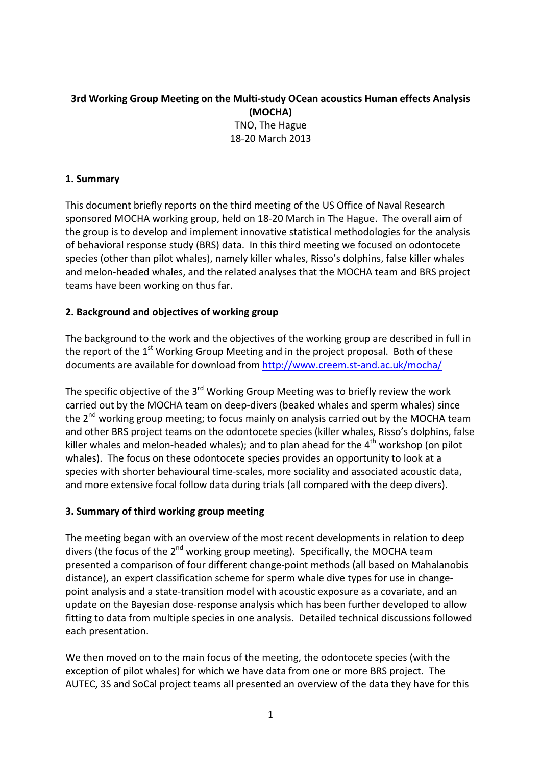**3rd Working Group Meeting on the Multi-study OCean acoustics Human effects Analysis (MOCHA)**

TNO, The Hague

18-20 March 2013

## 1. Summary

This document briefly reports on the third meeting of the US Office of Naval Research sponsored MOCHA working group, held on 18-20 March in The Hague. The overall aim of the group is to develop and implement innovative statistical methodologies for the analysis of behavioral response study (BRS) data. In this third meeting we focused on odontocete species (other than pilot whales), namely killer whales, Risso's dolphins, false killer whales and melon-headed whales, and the related analyses that the MOCHA team and BRS project teams have been working on thus far.

## 2. Background and objectives of working group

The background to the work and the objectives of the working group are described in full in the report of the 1st Working Group Meeting and in the project proposal. Both of these documents are available for download from [http://www.creem.st-and.ac.uk/mocha/](http://www.creem.st-and.ac.uk/mocha/)

The specific objective of the 3rd Working Group Meeting was to briefly review the work carried out by the MOCHA team on deep-divers (beaked whales and sperm whales) since the 2nd working group meeting; to focus mainly on analysis carried out by the MOCHA team and other BRS project teams on the odontocete species (killer whales, Risso's dolphins, false killer whales and melon-headed whales); and to plan ahead for the 4th workshop (on pilot whales). The focus on these odontocete species provides an opportunity to look at a species with shorter behavioural time-scales, more sociality and associated acoustic data, and more extensive focal follow data during trials (all compared with the deep divers).

## 3. Summary of third working group meeting

The meeting began with an overview of the most recent developments in relation to deep divers (the focus of the 2nd working group meeting). Specifically, the MOCHA team presented a comparison of four different change-point methods (all based on Mahalanobis distance), an expert classification scheme for sperm whale dive types for use in change-point analysis and a state-transition model with acoustic exposure as a covariate, and an update on the Bayesian dose-response analysis which has been further developed to allow fitting to data from multiple species in one analysis. Detailed technical discussions followed each presentation.

We then moved on to the main focus of the meeting, the odontocete species (with the exception of pilot whales) for which we have data from one or more BRS project. The AUTEC, 3S and SoCal project teams all presented an overview of the data they have for this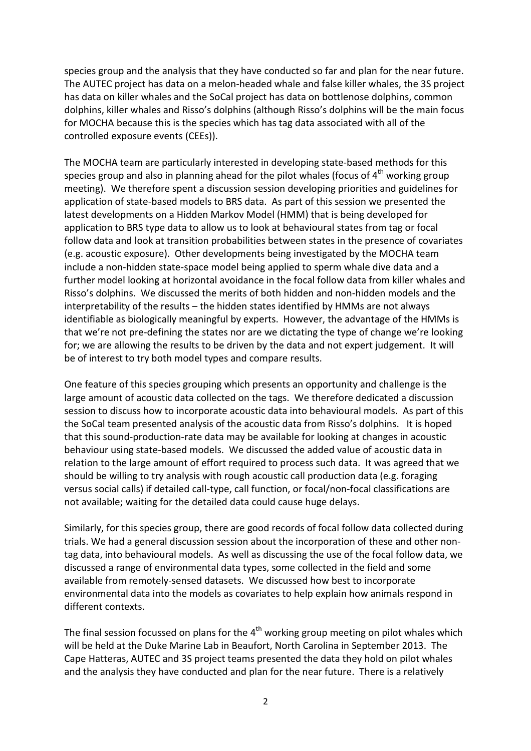species group and the analysis that they have conducted so far and plan for the near future. The AUTEC project has data on a melon-headed whale and false killer whales, the 3S project has data on killer whales and the SoCal project has data on bottlenose dolphins, common dolphins, killer whales and Risso's dolphins (although Risso's dolphins will be the main focus for MOCHA because this is the species which has tag data associated with all of the controlled exposure events (CEEs)).

The MOCHA team are particularly interested in developing state-based methods for this species group and also in planning ahead for the pilot whales (focus of 4th working group meeting). We therefore spent a discussion session developing priorities and guidelines for application of state-based models to BRS data. As part of this session we presented the latest developments on a Hidden Markov Model (HMM) that is being developed for application to BRS type data to allow us to look at behavioural states from tag or focal follow data and look at transition probabilities between states in the presence of covariates (e.g. acoustic exposure). Other developments being investigated by the MOCHA team include a non-hidden state-space model being applied to sperm whale dive data and a further model looking at horizontal avoidance in the focal follow data from killer whales and Risso's dolphins. We discussed the merits of both hidden and non-hidden models and the interpretability of the results – the hidden states identified by HMMs are not always identifiable as biologically meaningful by experts. However, the advantage of the HMMs is that we're not pre-defining the states nor are we dictating the type of change we're looking for; we are allowing the results to be driven by the data and not expert judgement. It will be of interest to try both model types and compare results.

One feature of this species grouping which presents an opportunity and challenge is the large amount of acoustic data collected on the tags. We therefore dedicated a discussion session to discuss how to incorporate acoustic data into behavioural models. As part of this the SoCal team presented analysis of the acoustic data from Risso's dolphins. It is hoped that this sound-production-rate data may be available for looking at changes in acoustic behaviour using state-based models. We discussed the added value of acoustic data in relation to the large amount of effort required to process such data. It was agreed that we should be willing to try analysis with rough acoustic call production data (e.g. foraging versus social calls) if detailed call-type, call function, or focal/non-focal classifications are not available; waiting for the detailed data could cause huge delays.

Similarly, for this species group, there are good records of focal follow data collected during trials. We had a general discussion session about the incorporation of these and other non-tag data, into behavioural models. As well as discussing the use of the focal follow data, we discussed a range of environmental data types, some collected in the field and some available from remotely-sensed datasets. We discussed how best to incorporate environmental data into the models as covariates to help explain how animals respond in different contexts.

The final session focussed on plans for the 4th working group meeting on pilot whales which will be held at the Duke Marine Lab in Beaufort, North Carolina in September 2013. The Cape Hatteras, AUTEC and 3S project teams presented the data they hold on pilot whales and the analysis they have conducted and plan for the near future. There is a relatively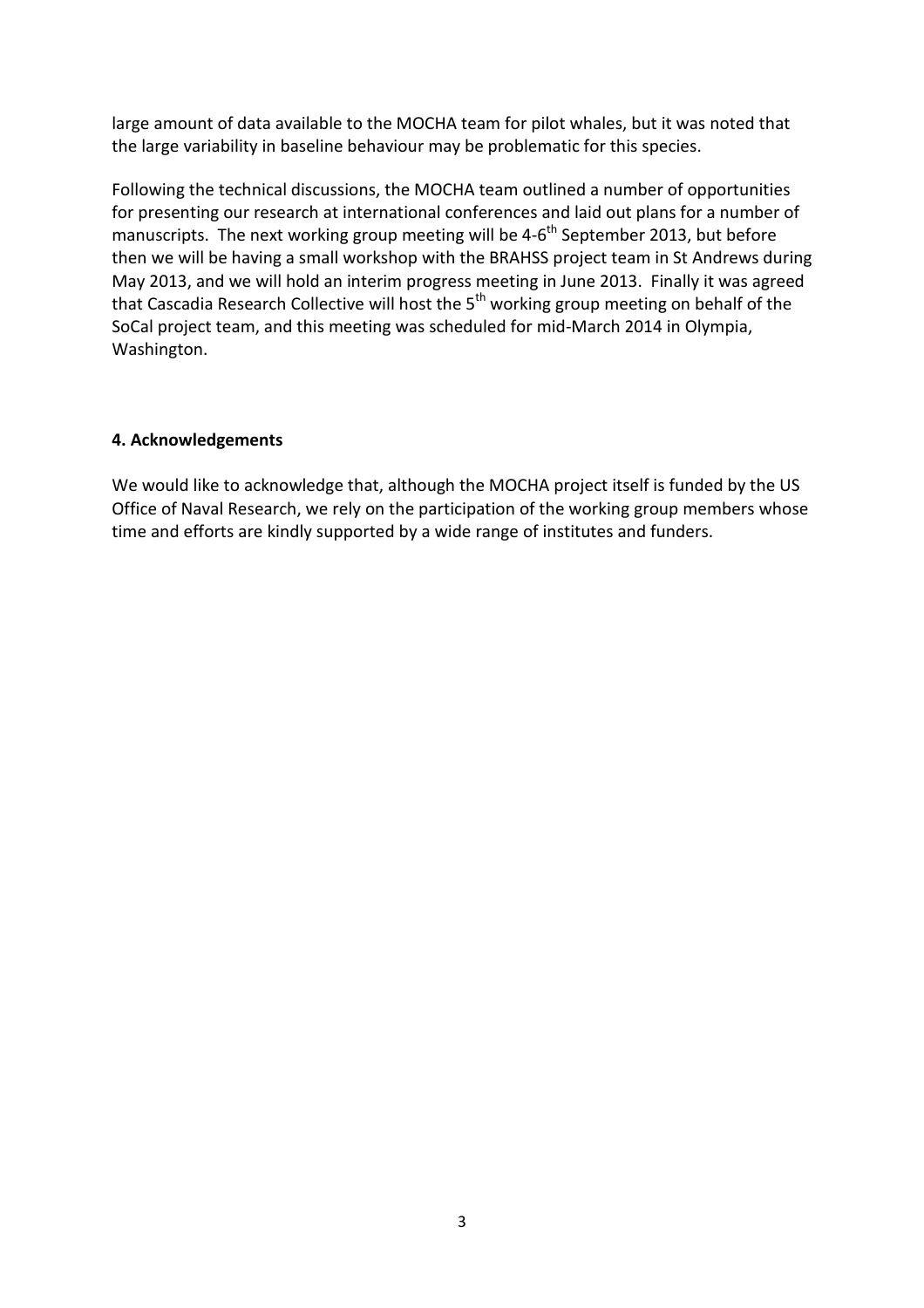large amount of data available to the MOCHA team for pilot whales, but it was noted that the large variability in baseline behaviour may be problematic for this species.

Following the technical discussions, the MOCHA team outlined a number of opportunities for presenting our research at international conferences and laid out plans for a number of manuscripts. The next working group meeting will be 4-6$^{th}$ September 2013, but before then we will be having a small workshop with the BRAHSS project team in St Andrews during May 2013, and we will hold an interim progress meeting in June 2013. Finally it was agreed that Cascadia Research Collective will host the 5$^{th}$ working group meeting on behalf of the SoCal project team, and this meeting was scheduled for mid-March 2014 in Olympia, Washington.

## 4. Acknowledgements

We would like to acknowledge that, although the MOCHA project itself is funded by the US Office of Naval Research, we rely on the participation of the working group members whose time and efforts are kindly supported by a wide range of institutes and funders.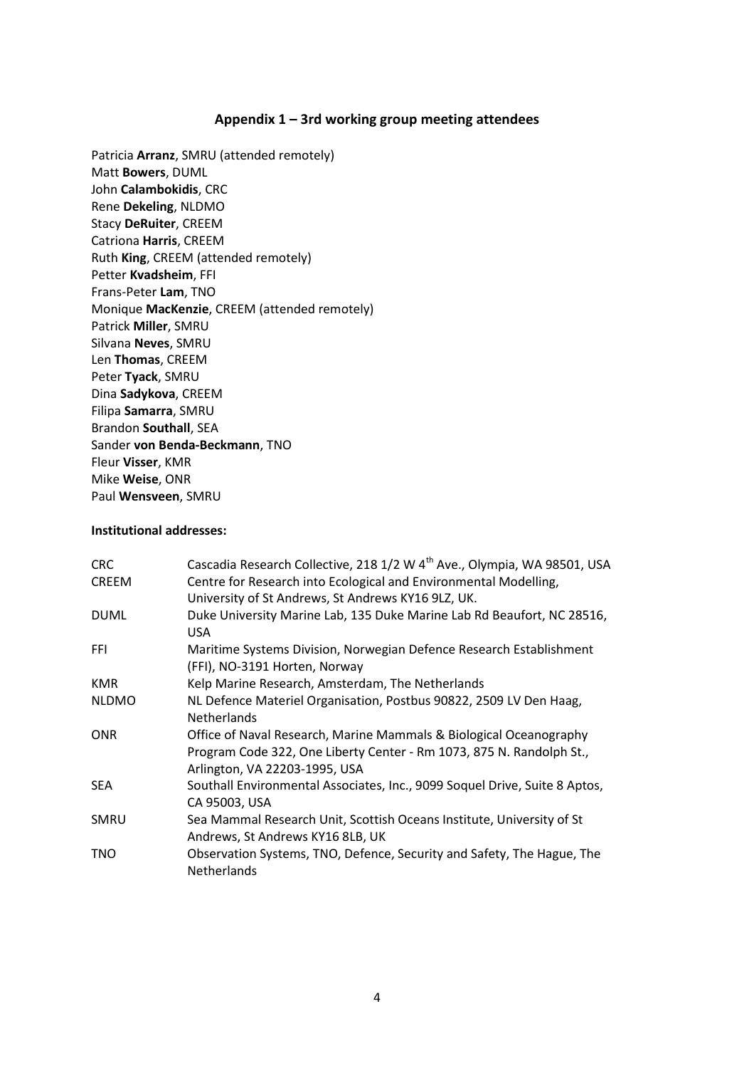## Appendix 1 – 3rd working group meeting attendees

Patricia **Arranz**, SMRU (attended remotely)
Matt **Bowers**, DUML
John **Calambokidis**, CRC
Rene **Dekeling**, NLDMO
Stacy **DeRuiter**, CREEM
Catriona **Harris**, CREEM
Ruth **King**, CREEM (attended remotely)
Petter **Kvadsheim**, FFI
Frans-Peter **Lam**, TNO
Monique **MacKenzie**, CREEM (attended remotely)
Patrick **Miller**, SMRU
Silvana **Neves**, SMRU
Len **Thomas**, CREEM
Peter **Tyack**, SMRU
Dina **Sadykova**, CREEM
Filipa **Samarra**, SMRU
Brandon **Southall**, SEA
Sander **von Benda-Beckmann**, TNO
Fleur **Visser**, KMR
Mike **Weise**, ONR
Paul **Wensveen**, SMRU

**Institutional addresses:**

| | |
|---|---|
| CRC | Cascadia Research Collective, 218 1/2 W 4th Ave., Olympia, WA 98501, USA |
| CREEM | Centre for Research into Ecological and Environmental Modelling, University of St Andrews, St Andrews KY16 9LZ, UK. |
| DUML | Duke University Marine Lab, 135 Duke Marine Lab Rd Beaufort, NC 28516, USA |
| FFI | Maritime Systems Division, Norwegian Defence Research Establishment (FFI), NO-3191 Horten, Norway |
| KMR | Kelp Marine Research, Amsterdam, The Netherlands |
| NLDMO | NL Defence Materiel Organisation, Postbus 90822, 2509 LV Den Haag, Netherlands |
| ONR | Office of Naval Research, Marine Mammals & Biological Oceanography Program Code 322, One Liberty Center - Rm 1073, 875 N. Randolph St., Arlington, VA 22203-1995, USA |
| SEA | Southall Environmental Associates, Inc., 9099 Soquel Drive, Suite 8 Aptos, CA 95003, USA |
| SMRU | Sea Mammal Research Unit, Scottish Oceans Institute, University of St Andrews, St Andrews KY16 8LB, UK |
| TNO | Observation Systems, TNO, Defence, Security and Safety, The Hague, The Netherlands |